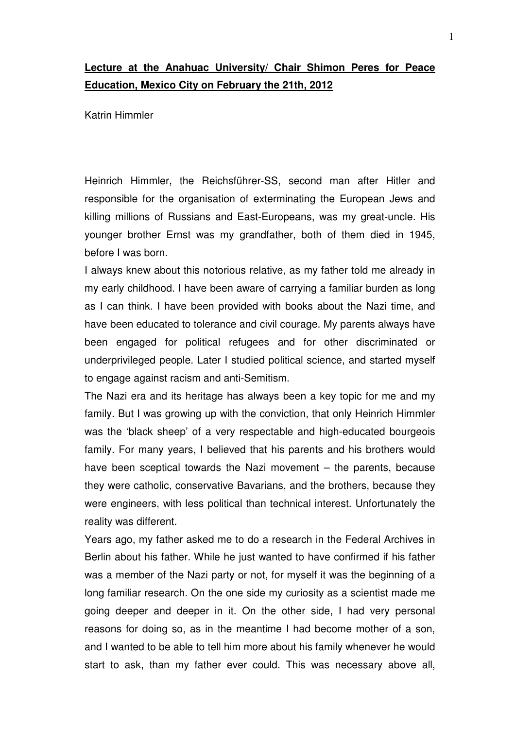**Lecture at the Anahuac University/ Chair Shimon Peres for Peace Education, Mexico City on February the 21th, 2012**

Katrin Himmler

Heinrich Himmler, the Reichsführer-SS, second man after Hitler and responsible for the organisation of exterminating the European Jews and killing millions of Russians and East-Europeans, was my great-uncle. His younger brother Ernst was my grandfather, both of them died in 1945, before I was born.

I always knew about this notorious relative, as my father told me already in my early childhood. I have been aware of carrying a familiar burden as long as I can think. I have been provided with books about the Nazi time, and have been educated to tolerance and civil courage. My parents always have been engaged for political refugees and for other discriminated or underprivileged people. Later I studied political science, and started myself to engage against racism and anti-Semitism.

The Nazi era and its heritage has always been a key topic for me and my family. But I was growing up with the conviction, that only Heinrich Himmler was the 'black sheep' of a very respectable and high-educated bourgeois family. For many years, I believed that his parents and his brothers would have been sceptical towards the Nazi movement – the parents, because they were catholic, conservative Bavarians, and the brothers, because they were engineers, with less political than technical interest. Unfortunately the reality was different.

Years ago, my father asked me to do a research in the Federal Archives in Berlin about his father. While he just wanted to have confirmed if his father was a member of the Nazi party or not, for myself it was the beginning of a long familiar research. On the one side my curiosity as a scientist made me going deeper and deeper in it. On the other side, I had very personal reasons for doing so, as in the meantime I had become mother of a son, and I wanted to be able to tell him more about his family whenever he would start to ask, than my father ever could. This was necessary above all,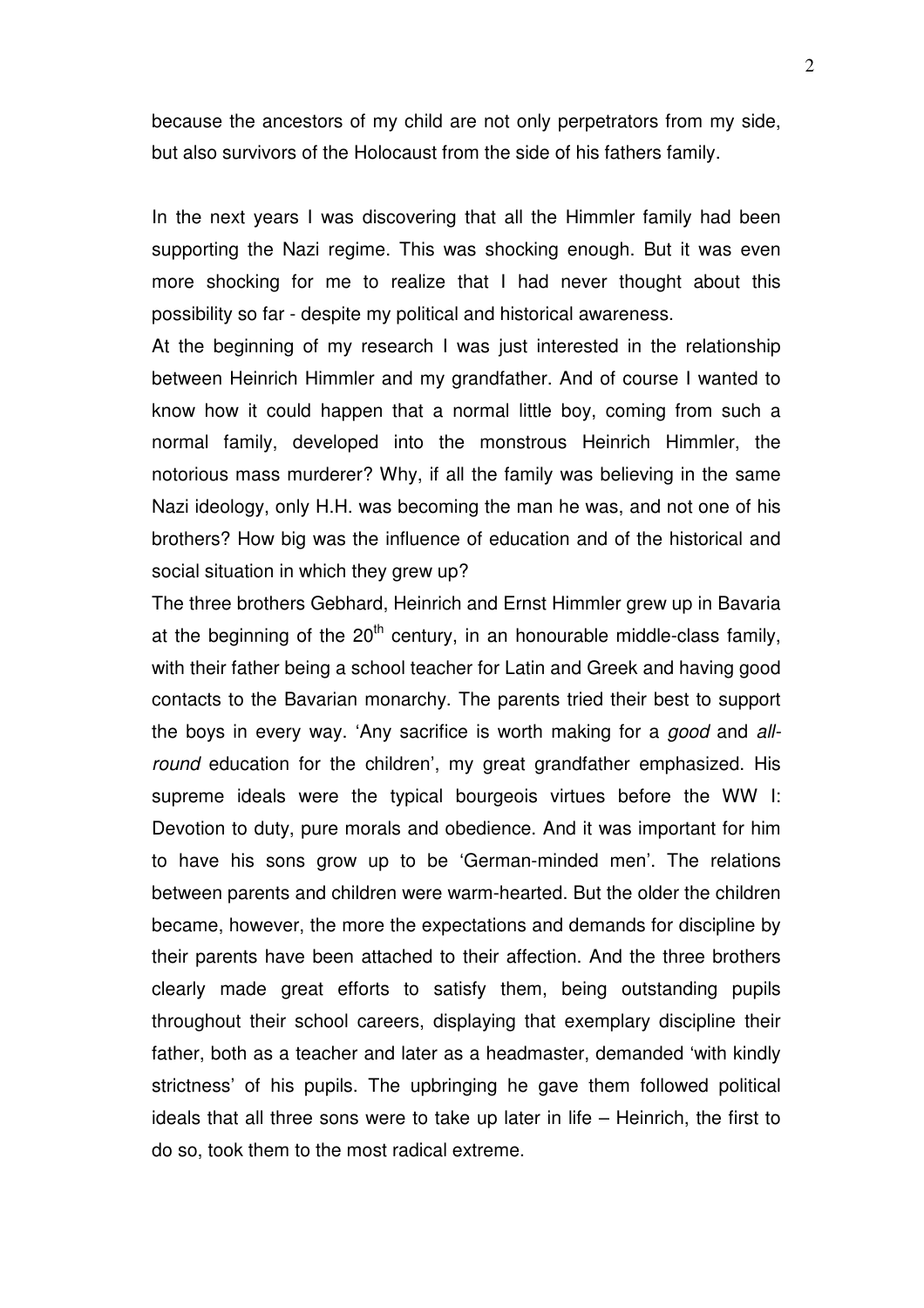because the ancestors of my child are not only perpetrators from my side, but also survivors of the Holocaust from the side of his fathers family.

In the next years I was discovering that all the Himmler family had been supporting the Nazi regime. This was shocking enough. But it was even more shocking for me to realize that I had never thought about this possibility so far - despite my political and historical awareness.

At the beginning of my research I was just interested in the relationship between Heinrich Himmler and my grandfather. And of course I wanted to know how it could happen that a normal little boy, coming from such a normal family, developed into the monstrous Heinrich Himmler, the notorious mass murderer? Why, if all the family was believing in the same Nazi ideology, only H.H. was becoming the man he was, and not one of his brothers? How big was the influence of education and of the historical and social situation in which they grew up?

The three brothers Gebhard, Heinrich and Ernst Himmler grew up in Bavaria at the beginning of the 20th century, in an honourable middle-class family, with their father being a school teacher for Latin and Greek and having good contacts to the Bavarian monarchy. The parents tried their best to support the boys in every way. 'Any sacrifice is worth making for a *good* and *all-round* education for the children', my great grandfather emphasized. His supreme ideals were the typical bourgeois virtues before the WW I: Devotion to duty, pure morals and obedience. And it was important for him to have his sons grow up to be 'German-minded men'. The relations between parents and children were warm-hearted. But the older the children became, however, the more the expectations and demands for discipline by their parents have been attached to their affection. And the three brothers clearly made great efforts to satisfy them, being outstanding pupils throughout their school careers, displaying that exemplary discipline their father, both as a teacher and later as a headmaster, demanded 'with kindly strictness' of his pupils. The upbringing he gave them followed political ideals that all three sons were to take up later in life – Heinrich, the first to do so, took them to the most radical extreme.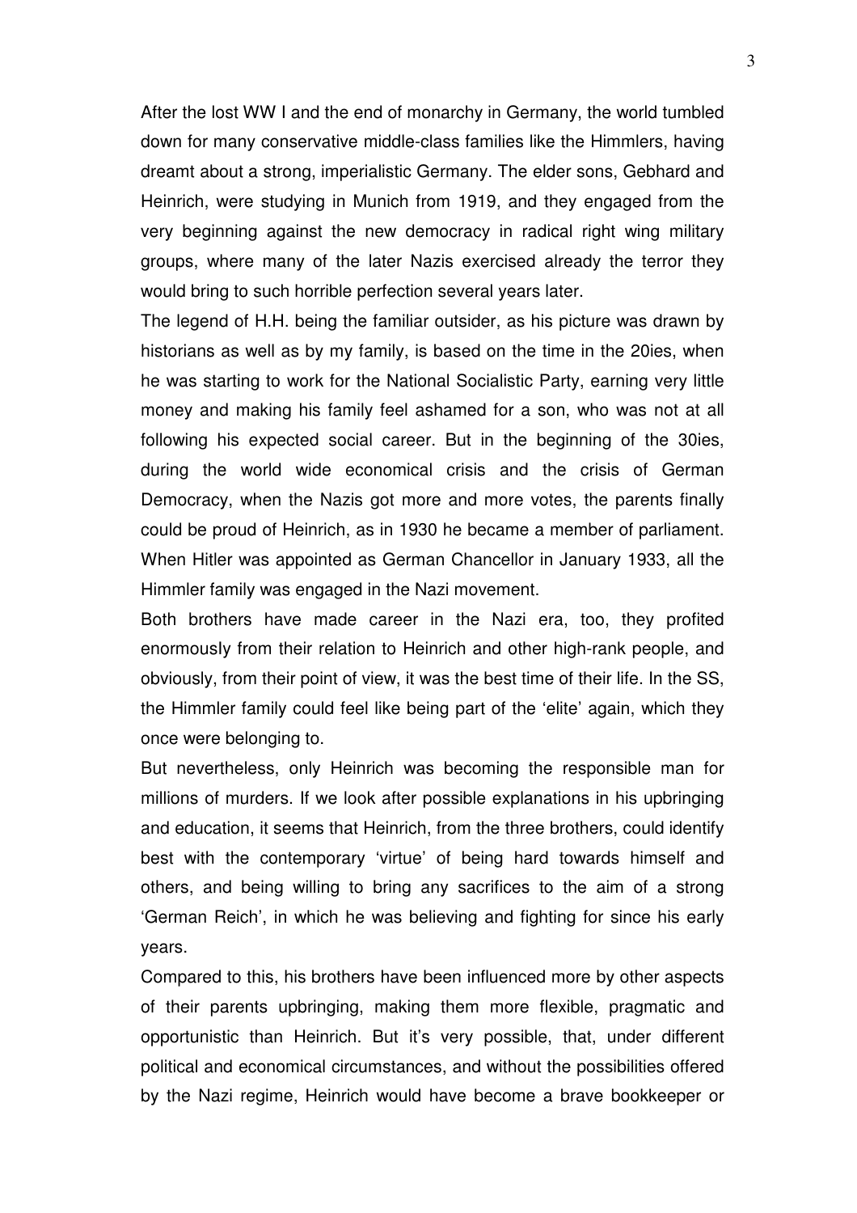After the lost WW I and the end of monarchy in Germany, the world tumbled down for many conservative middle-class families like the Himmlers, having dreamt about a strong, imperialistic Germany. The elder sons, Gebhard and Heinrich, were studying in Munich from 1919, and they engaged from the very beginning against the new democracy in radical right wing military groups, where many of the later Nazis exercised already the terror they would bring to such horrible perfection several years later.

The legend of H.H. being the familiar outsider, as his picture was drawn by historians as well as by my family, is based on the time in the 20ies, when he was starting to work for the National Socialistic Party, earning very little money and making his family feel ashamed for a son, who was not at all following his expected social career. But in the beginning of the 30ies, during the world wide economical crisis and the crisis of German Democracy, when the Nazis got more and more votes, the parents finally could be proud of Heinrich, as in 1930 he became a member of parliament. When Hitler was appointed as German Chancellor in January 1933, all the Himmler family was engaged in the Nazi movement.

Both brothers have made career in the Nazi era, too, they profited enormously from their relation to Heinrich and other high-rank people, and obviously, from their point of view, it was the best time of their life. In the SS, the Himmler family could feel like being part of the 'elite' again, which they once were belonging to.

But nevertheless, only Heinrich was becoming the responsible man for millions of murders. If we look after possible explanations in his upbringing and education, it seems that Heinrich, from the three brothers, could identify best with the contemporary 'virtue' of being hard towards himself and others, and being willing to bring any sacrifices to the aim of a strong 'German Reich', in which he was believing and fighting for since his early years.

Compared to this, his brothers have been influenced more by other aspects of their parents upbringing, making them more flexible, pragmatic and opportunistic than Heinrich. But it's very possible, that, under different political and economical circumstances, and without the possibilities offered by the Nazi regime, Heinrich would have become a brave bookkeeper or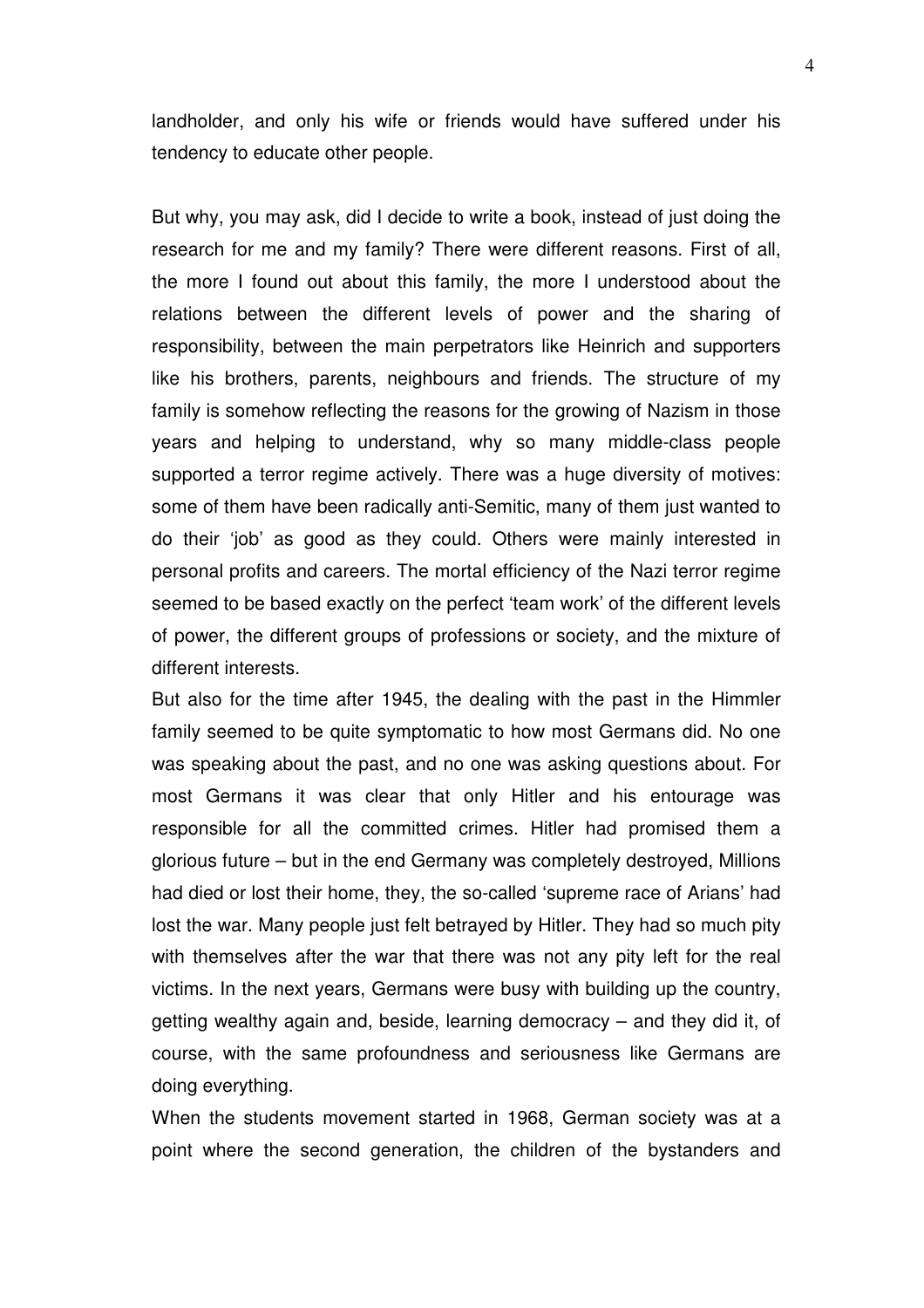landholder, and only his wife or friends would have suffered under his tendency to educate other people.

But why, you may ask, did I decide to write a book, instead of just doing the research for me and my family? There were different reasons. First of all, the more I found out about this family, the more I understood about the relations between the different levels of power and the sharing of responsibility, between the main perpetrators like Heinrich and supporters like his brothers, parents, neighbours and friends. The structure of my family is somehow reflecting the reasons for the growing of Nazism in those years and helping to understand, why so many middle-class people supported a terror regime actively. There was a huge diversity of motives: some of them have been radically anti-Semitic, many of them just wanted to do their 'job' as good as they could. Others were mainly interested in personal profits and careers. The mortal efficiency of the Nazi terror regime seemed to be based exactly on the perfect 'team work' of the different levels of power, the different groups of professions or society, and the mixture of different interests.

But also for the time after 1945, the dealing with the past in the Himmler family seemed to be quite symptomatic to how most Germans did. No one was speaking about the past, and no one was asking questions about. For most Germans it was clear that only Hitler and his entourage was responsible for all the committed crimes. Hitler had promised them a glorious future – but in the end Germany was completely destroyed, Millions had died or lost their home, they, the so-called 'supreme race of Arians' had lost the war. Many people just felt betrayed by Hitler. They had so much pity with themselves after the war that there was not any pity left for the real victims. In the next years, Germans were busy with building up the country, getting wealthy again and, beside, learning democracy – and they did it, of course, with the same profoundness and seriousness like Germans are doing everything.

When the students movement started in 1968, German society was at a point where the second generation, the children of the bystanders and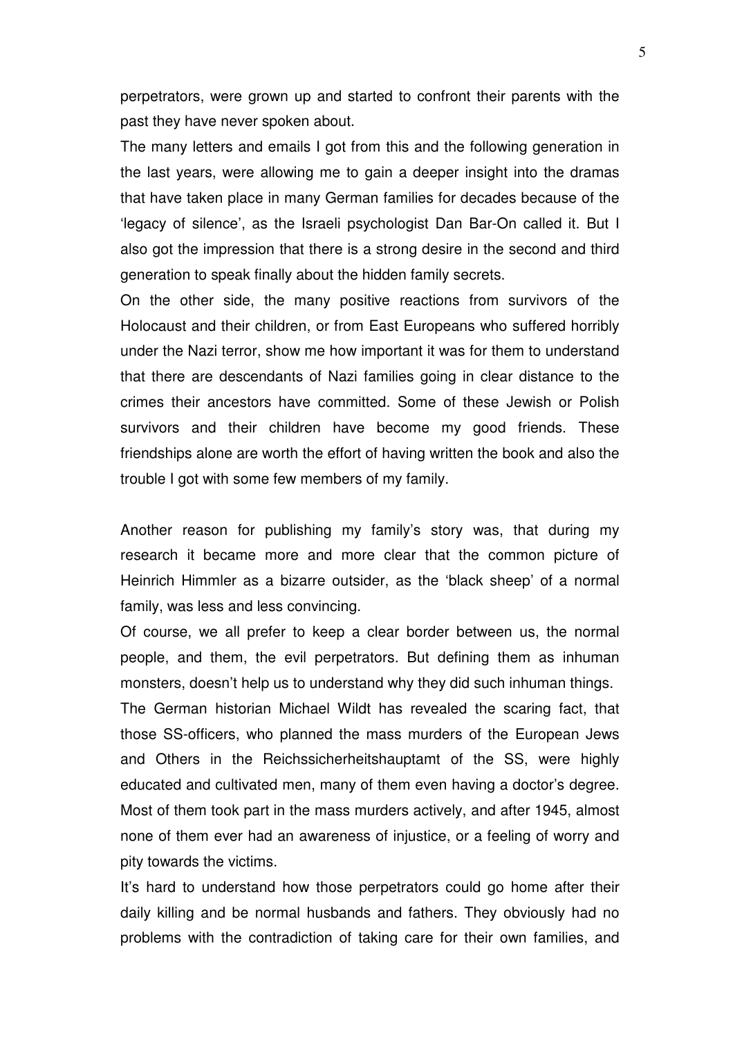perpetrators, were grown up and started to confront their parents with the past they have never spoken about.

The many letters and emails I got from this and the following generation in the last years, were allowing me to gain a deeper insight into the dramas that have taken place in many German families for decades because of the 'legacy of silence', as the Israeli psychologist Dan Bar-On called it. But I also got the impression that there is a strong desire in the second and third generation to speak finally about the hidden family secrets.

On the other side, the many positive reactions from survivors of the Holocaust and their children, or from East Europeans who suffered horribly under the Nazi terror, show me how important it was for them to understand that there are descendants of Nazi families going in clear distance to the crimes their ancestors have committed. Some of these Jewish or Polish survivors and their children have become my good friends. These friendships alone are worth the effort of having written the book and also the trouble I got with some few members of my family.

Another reason for publishing my family's story was, that during my research it became more and more clear that the common picture of Heinrich Himmler as a bizarre outsider, as the 'black sheep' of a normal family, was less and less convincing.

Of course, we all prefer to keep a clear border between us, the normal people, and them, the evil perpetrators. But defining them as inhuman monsters, doesn't help us to understand why they did such inhuman things.

The German historian Michael Wildt has revealed the scaring fact, that those SS-officers, who planned the mass murders of the European Jews and Others in the Reichssicherheitshauptamt of the SS, were highly educated and cultivated men, many of them even having a doctor's degree. Most of them took part in the mass murders actively, and after 1945, almost none of them ever had an awareness of injustice, or a feeling of worry and pity towards the victims.

It's hard to understand how those perpetrators could go home after their daily killing and be normal husbands and fathers. They obviously had no problems with the contradiction of taking care for their own families, and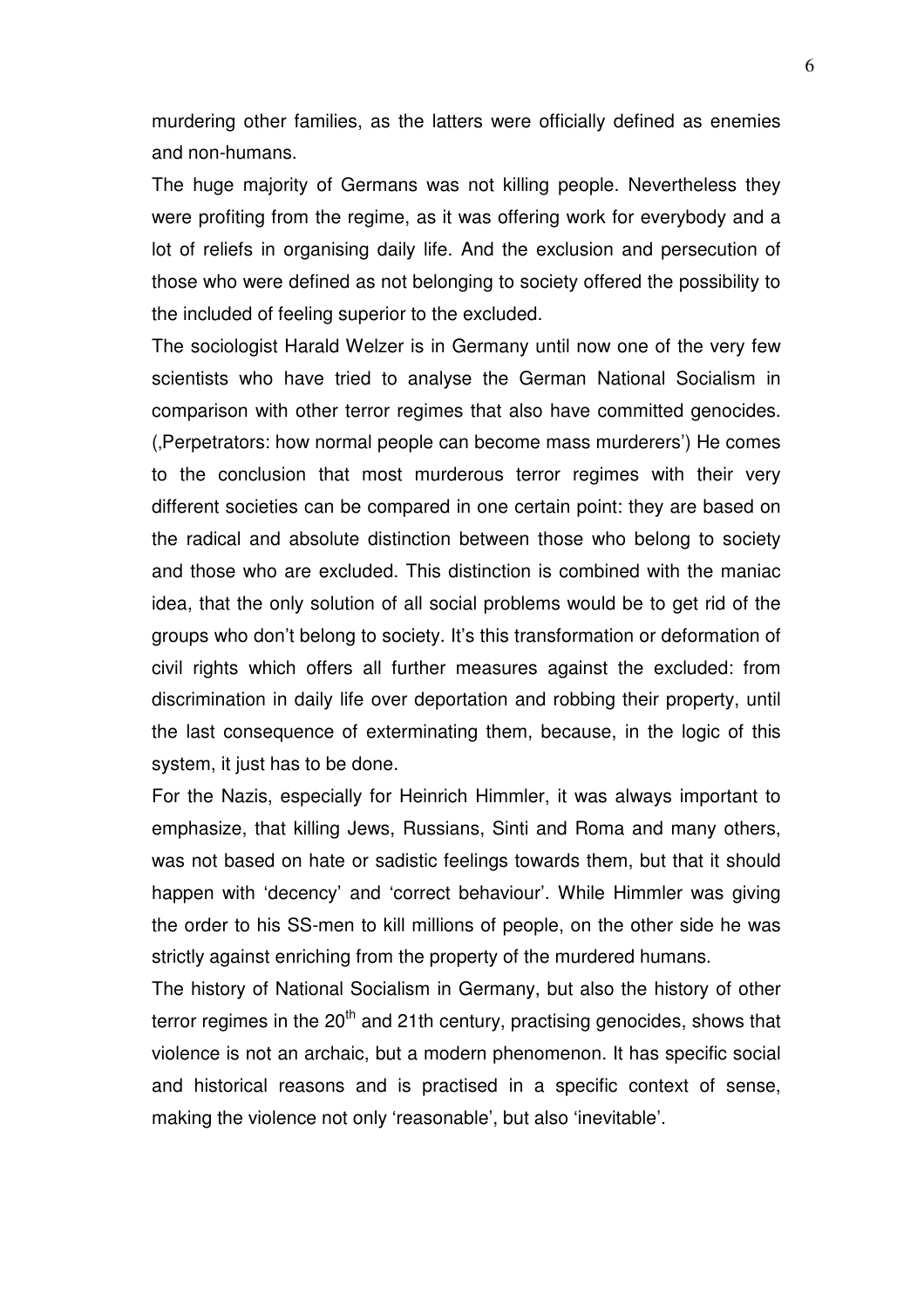murdering other families, as the latters were officially defined as enemies and non-humans.

The huge majority of Germans was not killing people. Nevertheless they were profiting from the regime, as it was offering work for everybody and a lot of reliefs in organising daily life. And the exclusion and persecution of those who were defined as not belonging to society offered the possibility to the included of feeling superior to the excluded.

The sociologist Harald Welzer is in Germany until now one of the very few scientists who have tried to analyse the German National Socialism in comparison with other terror regimes that also have committed genocides. (‚Perpetrators: how normal people can become mass murderers') He comes to the conclusion that most murderous terror regimes with their very different societies can be compared in one certain point: they are based on the radical and absolute distinction between those who belong to society and those who are excluded. This distinction is combined with the maniac idea, that the only solution of all social problems would be to get rid of the groups who don't belong to society. It's this transformation or deformation of civil rights which offers all further measures against the excluded: from discrimination in daily life over deportation and robbing their property, until the last consequence of exterminating them, because, in the logic of this system, it just has to be done.

For the Nazis, especially for Heinrich Himmler, it was always important to emphasize, that killing Jews, Russians, Sinti and Roma and many others, was not based on hate or sadistic feelings towards them, but that it should happen with 'decency' and 'correct behaviour'. While Himmler was giving the order to his SS-men to kill millions of people, on the other side he was strictly against enriching from the property of the murdered humans.

The history of National Socialism in Germany, but also the history of other terror regimes in the 20th and 21th century, practising genocides, shows that violence is not an archaic, but a modern phenomenon. It has specific social and historical reasons and is practised in a specific context of sense, making the violence not only 'reasonable', but also 'inevitable'.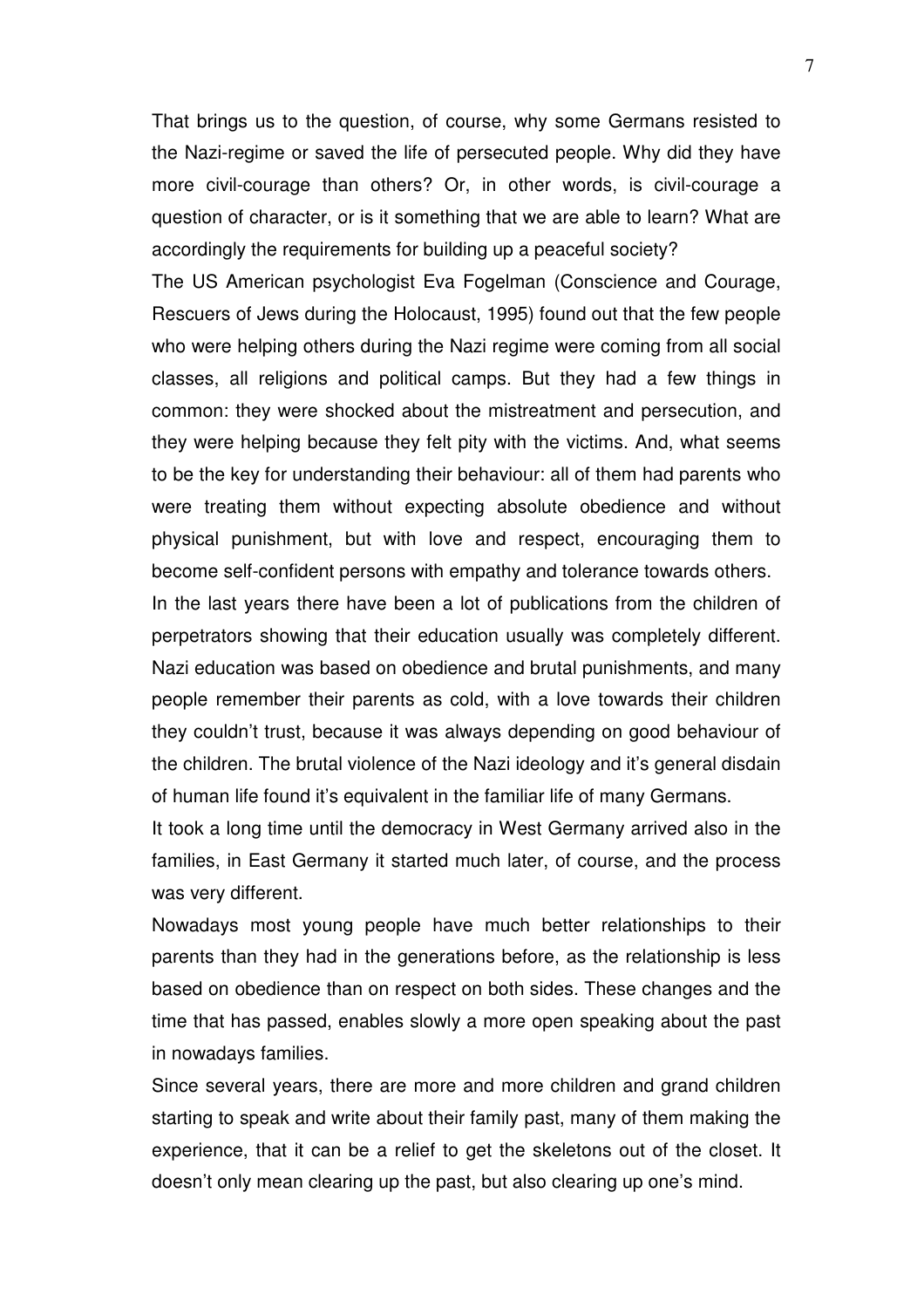That brings us to the question, of course, why some Germans resisted to the Nazi-regime or saved the life of persecuted people. Why did they have more civil-courage than others? Or, in other words, is civil-courage a question of character, or is it something that we are able to learn? What are accordingly the requirements for building up a peaceful society?

The US American psychologist Eva Fogelman (Conscience and Courage, Rescuers of Jews during the Holocaust, 1995) found out that the few people who were helping others during the Nazi regime were coming from all social classes, all religions and political camps. But they had a few things in common: they were shocked about the mistreatment and persecution, and they were helping because they felt pity with the victims. And, what seems to be the key for understanding their behaviour: all of them had parents who were treating them without expecting absolute obedience and without physical punishment, but with love and respect, encouraging them to become self-confident persons with empathy and tolerance towards others.

In the last years there have been a lot of publications from the children of perpetrators showing that their education usually was completely different. Nazi education was based on obedience and brutal punishments, and many people remember their parents as cold, with a love towards their children they couldn't trust, because it was always depending on good behaviour of the children. The brutal violence of the Nazi ideology and it's general disdain of human life found it's equivalent in the familiar life of many Germans.

It took a long time until the democracy in West Germany arrived also in the families, in East Germany it started much later, of course, and the process was very different.

Nowadays most young people have much better relationships to their parents than they had in the generations before, as the relationship is less based on obedience than on respect on both sides. These changes and the time that has passed, enables slowly a more open speaking about the past in nowadays families.

Since several years, there are more and more children and grand children starting to speak and write about their family past, many of them making the experience, that it can be a relief to get the skeletons out of the closet. It doesn't only mean clearing up the past, but also clearing up one's mind.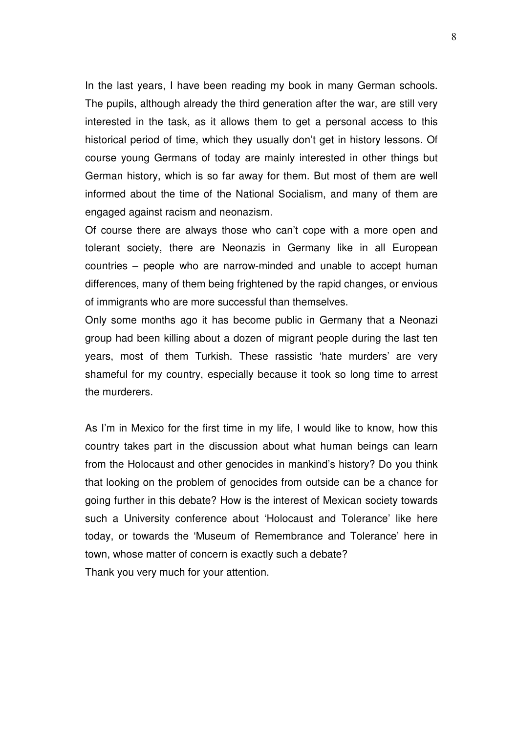In the last years, I have been reading my book in many German schools. The pupils, although already the third generation after the war, are still very interested in the task, as it allows them to get a personal access to this historical period of time, which they usually don't get in history lessons. Of course young Germans of today are mainly interested in other things but German history, which is so far away for them. But most of them are well informed about the time of the National Socialism, and many of them are engaged against racism and neonazism.

Of course there are always those who can't cope with a more open and tolerant society, there are Neonazis in Germany like in all European countries – people who are narrow-minded and unable to accept human differences, many of them being frightened by the rapid changes, or envious of immigrants who are more successful than themselves.

Only some months ago it has become public in Germany that a Neonazi group had been killing about a dozen of migrant people during the last ten years, most of them Turkish. These rassistic 'hate murders' are very shameful for my country, especially because it took so long time to arrest the murderers.

As I'm in Mexico for the first time in my life, I would like to know, how this country takes part in the discussion about what human beings can learn from the Holocaust and other genocides in mankind's history? Do you think that looking on the problem of genocides from outside can be a chance for going further in this debate? How is the interest of Mexican society towards such a University conference about 'Holocaust and Tolerance' like here today, or towards the 'Museum of Remembrance and Tolerance' here in town, whose matter of concern is exactly such a debate?

Thank you very much for your attention.